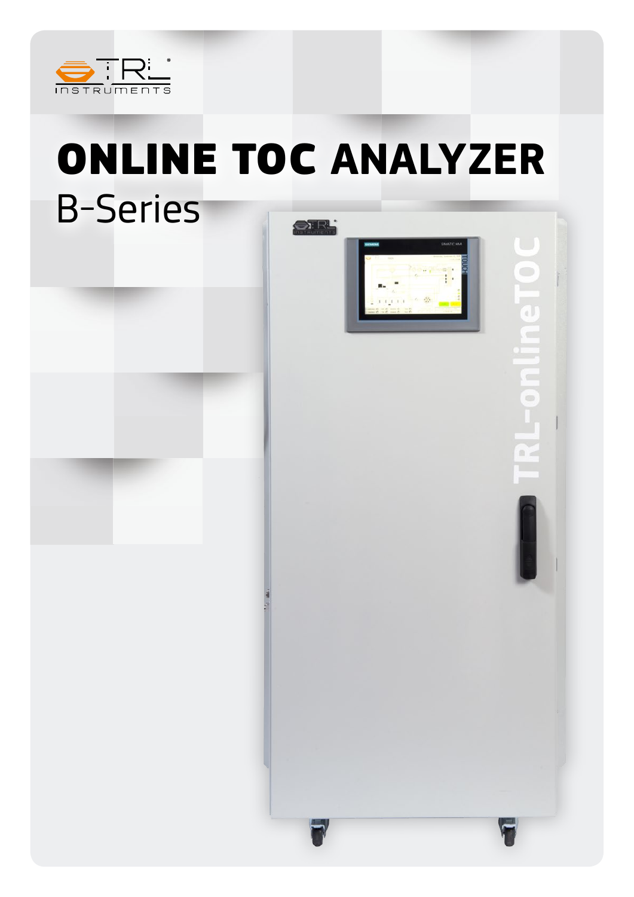# ONLINE TOC ANALYZER

## B-Series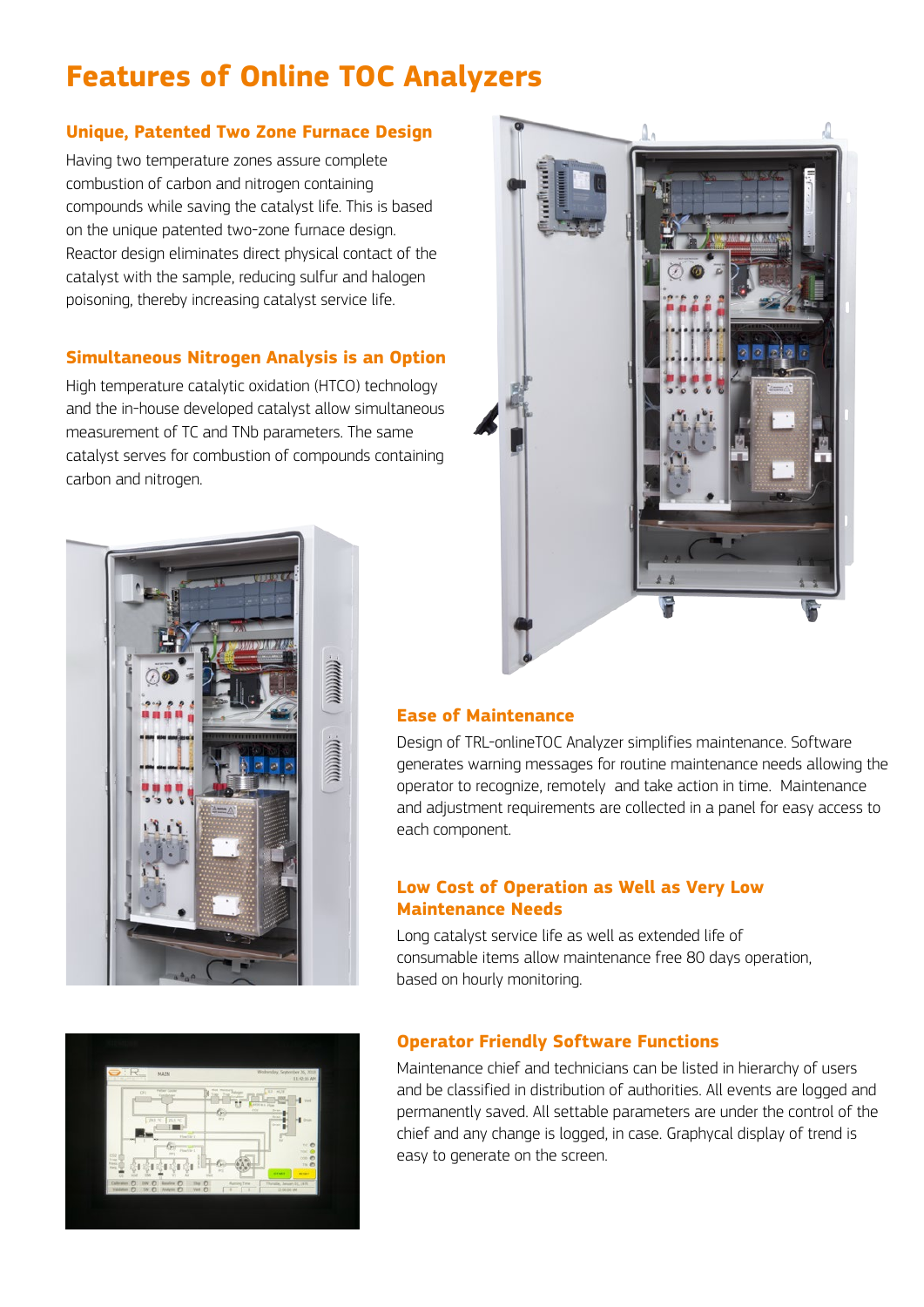# Features of Online TOC Analyzers

### Unique, Patented Two Zone Furnace Design

Having two temperature zones assure complete combustion of carbon and nitrogen containing compounds while saving the catalyst life. This is based on the unique patented two-zone furnace design. Reactor design eliminates direct physical contact of the catalyst with the sample, reducing sulfur and halogen poisoning, thereby increasing catalyst service life.

### Simultaneous Nitrogen Analysis is an Option

High temperature catalytic oxidation (HTCO) technology and the in-house developed catalyst allow simultaneous measurement of TC and TNb parameters. The same catalyst serves for combustion of compounds containing carbon and nitrogen.

### Ease of Maintenance

Design of TRL-onlineTOC Analyzer simplifies maintenance. Software generates warning messages for routine maintenance needs allowing the operator to recognize, remotely and take action in time. Maintenance and adjustment requirements are collected in a panel for easy access to each component.

### Low Cost of Operation as Well as Very Low Maintenance Needs

Long catalyst service life as well as extended life of consumable items allow maintenance free 80 days operation, based on hourly monitoring.

### Operator Friendly Software Functions

Maintenance chief and technicians can be listed in hierarchy of users and be classified in distribution of authorities. All events are logged and permanently saved. All settable parameters are under the control of the chief and any change is logged, in case. Graphycal display of trend is easy to generate on the screen.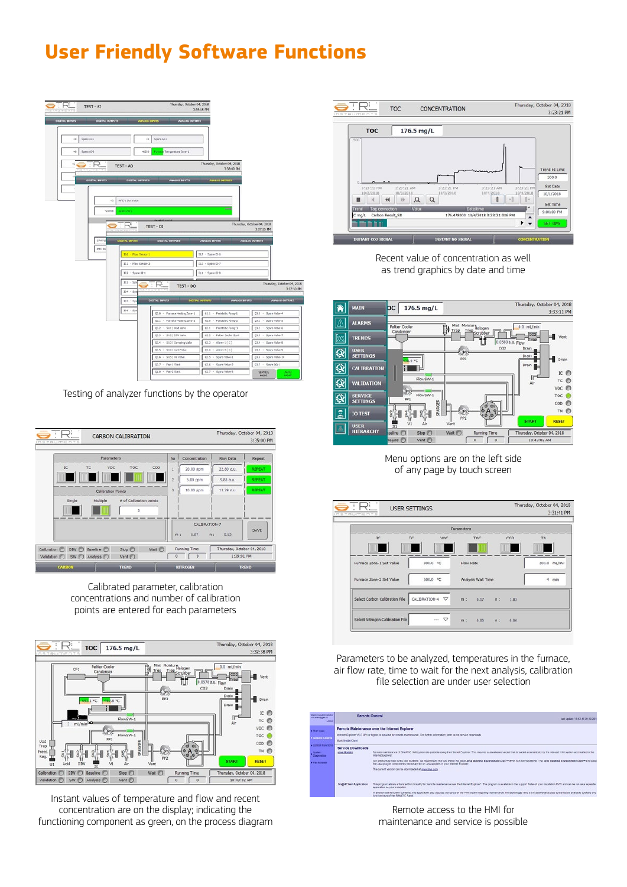# User Friendly Software Functions

Testing of analyzer functions by the operator

Recent value of concentration as well as trend graphics by date and time

Menu options are on the left side of any page by touch screen

Calibrated parameter, calibration concentrations and number of calibration points are entered for each parameters

Parameters to be analyzed, temperatures in the furnace, air flow rate, time to wait for the next analysis, calibration file selection are under user selection

Instant values of temperature and flow and recent concentration are on the display; indicating the functioning component as green, on the process diagram

Remote access to the HMI for maintenance and service is possible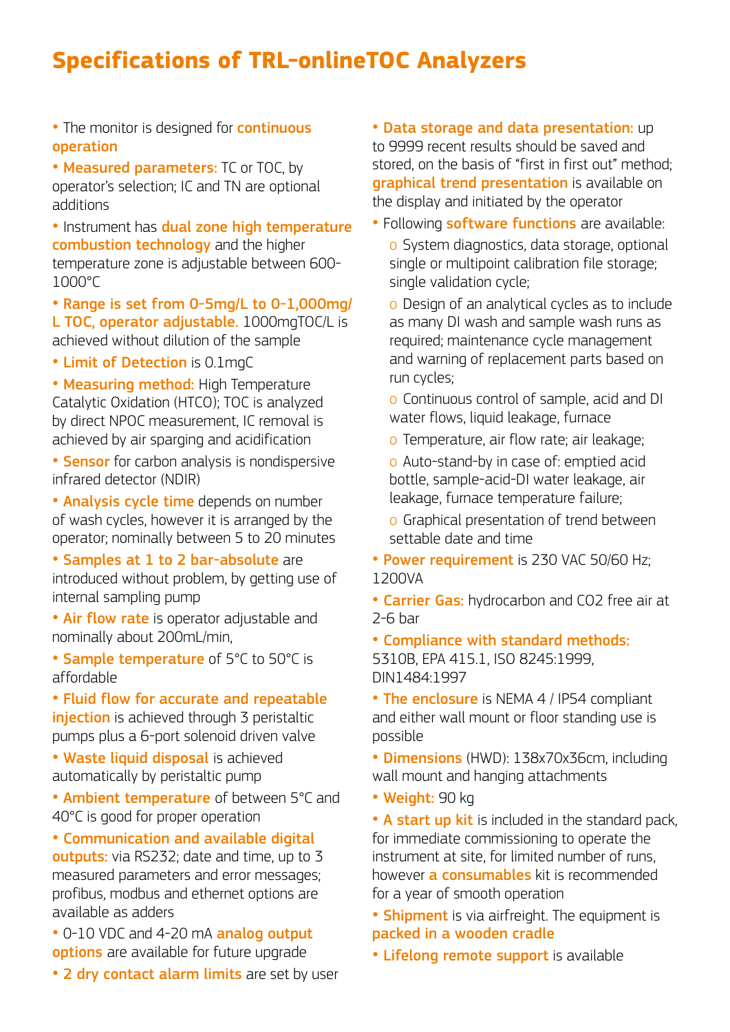# Specifications of TRL-onlineTOC Analyzers

- The monitor is designed for **continuous operation**
- **Measured parameters:** TC or TOC, by operator's selection; IC and TN are optional additions
- Instrument has **dual zone high temperature combustion technology** and the higher temperature zone is adjustable between 600-1000°C
- **Range is set from 0-5mg/L to 0-1,000mg/L TOC, operator adjustable.** 1000mgTOC/L is achieved without dilution of the sample
- **Limit of Detection** is 0.1mgC
- **Measuring method:** High Temperature Catalytic Oxidation (HTCO); TOC is analyzed by direct NPOC measurement, IC removal is achieved by air sparging and acidification
- **Sensor** for carbon analysis is nondispersive infrared detector (NDIR)
- **Analysis cycle time** depends on number of wash cycles, however it is arranged by the operator; nominally between 5 to 20 minutes
- **Samples at 1 to 2 bar-absolute** are introduced without problem, by getting use of internal sampling pump
- **Air flow rate** is operator adjustable and nominally about 200mL/min,
- **Sample temperature** of 5°C to 50°C is affordable
- **Fluid flow for accurate and repeatable injection** is achieved through 3 peristaltic pumps plus a 6-port solenoid driven valve
- **Waste liquid disposal** is achieved automatically by peristaltic pump
- **Ambient temperature** of between 5°C and 40°C is good for proper operation
- **Communication and available digital outputs:** via RS232; date and time, up to 3 measured parameters and error messages; profibus, modbus and ethernet options are available as adders
- 0-10 VDC and 4-20 mA **analog output options** are available for future upgrade
- **2 dry contact alarm limits** are set by user
- **Data storage and data presentation:** up to 9999 recent results should be saved and stored, on the basis of "first in first out" method; **graphical trend presentation** is available on the display and initiated by the operator
- Following **software functions** are available:
  - System diagnostics, data storage, optional single or multipoint calibration file storage; single validation cycle;
  - Design of an analytical cycles as to include as many DI wash and sample wash runs as required; maintenance cycle management and warning of replacement parts based on run cycles;
  - Continuous control of sample, acid and DI water flows, liquid leakage, furnace
  - Temperature, air flow rate; air leakage;
  - Auto-stand-by in case of: emptied acid bottle, sample-acid-DI water leakage, air leakage, furnace temperature failure;
  - Graphical presentation of trend between settable date and time
- **Power requirement** is 230 VAC 50/60 Hz; 1200VA
- **Carrier Gas:** hydrocarbon and $CO_2$ free air at 2-6 bar
- **Compliance with standard methods:** 5310B, EPA 415.1, ISO 8245:1999, DIN1484:1997
- **The enclosure** is NEMA 4 / IP54 compliant and either wall mount or floor standing use is possible
- **Dimensions** (HWD): 138x70x36cm, including wall mount and hanging attachments
- **Weight:** 90 kg
- **A start up kit** is included in the standard pack, for immediate commissioning to operate the instrument at site, for limited number of runs, however **a consumables** kit is recommended for a year of smooth operation
- **Shipment** is via airfreight. The equipment is **packed in a wooden cradle**
- **Lifelong remote support** is available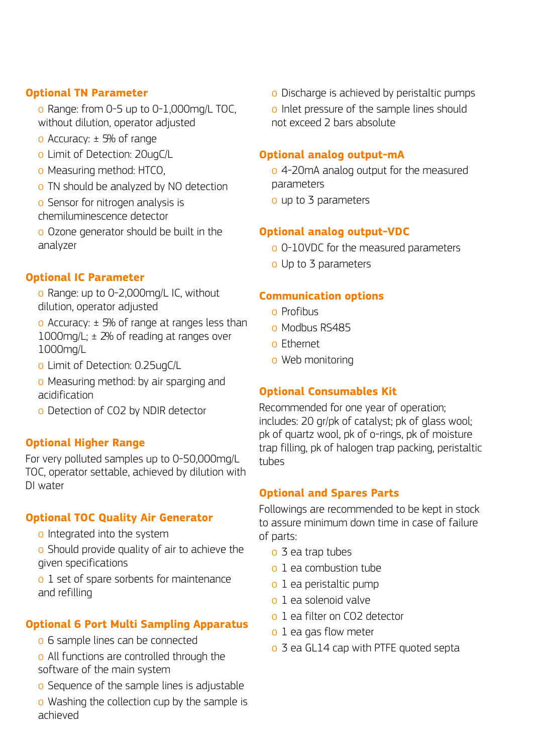## Optional TN Parameter

- Range: from 0-5 up to 0-1,000mg/L TOC, without dilution, operator adjusted
- Accuracy: ± 5% of range
- Limit of Detection: 20ugC/L
- Measuring method: HTCO,
- TN should be analyzed by NO detection
- Sensor for nitrogen analysis is chemiluminescence detector
- Ozone generator should be built in the analyzer

## Optional IC Parameter

- Range: up to 0-2,000mg/L IC, without dilution, operator adjusted
- Accuracy: ± 5% of range at ranges less than 1000mg/L; ± 2% of reading at ranges over 1000mg/L
- Limit of Detection: 0.25ugC/L
- Measuring method: by air sparging and acidification
- Detection of $CO_2$ by NDIR detector

## Optional Higher Range

For very polluted samples up to 0-50,000mg/L TOC, operator settable, achieved by dilution with DI water

## Optional TOC Quality Air Generator

- Integrated into the system
- Should provide quality of air to achieve the given specifications
- 1 set of spare sorbents for maintenance and refilling

## Optional 6 Port Multi Sampling Apparatus

- 6 sample lines can be connected
- All functions are controlled through the software of the main system
- Sequence of the sample lines is adjustable
- Washing the collection cup by the sample is achieved
- Discharge is achieved by peristaltic pumps
- Inlet pressure of the sample lines should not exceed 2 bars absolute

## Optional analog output-mA

- 4-20mA analog output for the measured parameters
- up to 3 parameters

## Optional analog output-VDC

- 0-10VDC for the measured parameters
- Up to 3 parameters

## Communication options

- Profibus
- Modbus RS485
- Ethernet
- Web monitoring

## Optional Consumables Kit

Recommended for one year of operation; includes: 20 gr/pk of catalyst; pk of glass wool; pk of quartz wool, pk of o-rings, pk of moisture trap filling, pk of halogen trap packing, peristaltic tubes

## Optional and Spares Parts

Followings are recommended to be kept in stock to assure minimum down time in case of failure of parts:

- 3 ea trap tubes
- 1 ea combustion tube
- 1 ea peristaltic pump
- 1 ea solenoid valve
- 1 ea filter on $CO_2$ detector
- 1 ea gas flow meter
- 3 ea GL14 cap with PTFE quoted septa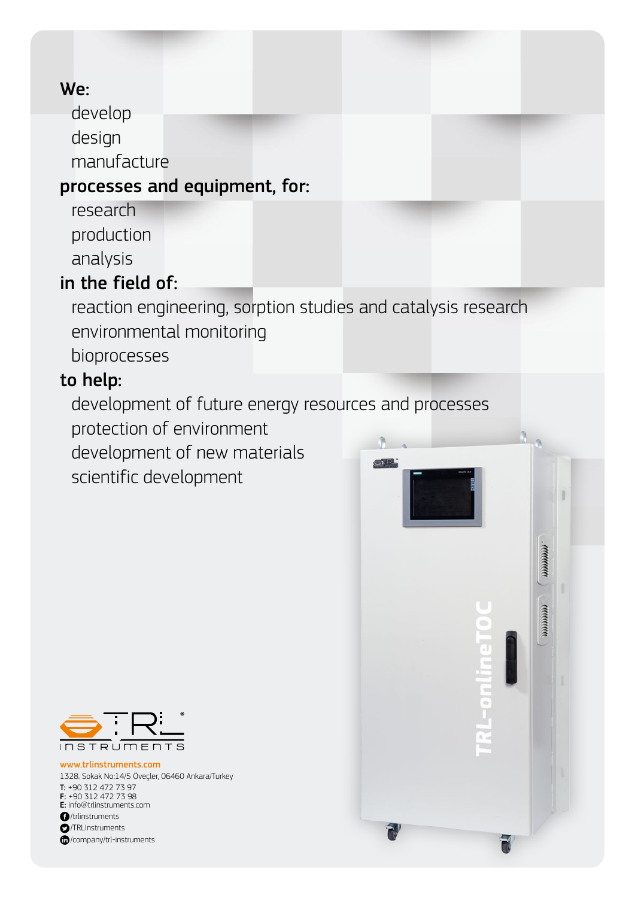**We:**

- develop
- design
- manufacture

**processes and equipment, for:**

- research
- production
- analysis

**in the field of:**

- reaction engineering, sorption studies and catalysis research
- environmental monitoring
- bioprocesses

**to help:**

- development of future energy resources and processes
- protection of environment
- development of new materials
- scientific development

TRL-onlineTOC

TRL® INSTRUMENTS

www.trlinstruments.com
1328. Sokak No:14/5 Öveçler, 06460 Ankara/Turkey
**T:** +90 312 472 73 97
**F:** +90 312 472 73 98
**E:** info@trlinstruments.com
/trlinstruments
/TRLInstruments
/company/trl-instruments